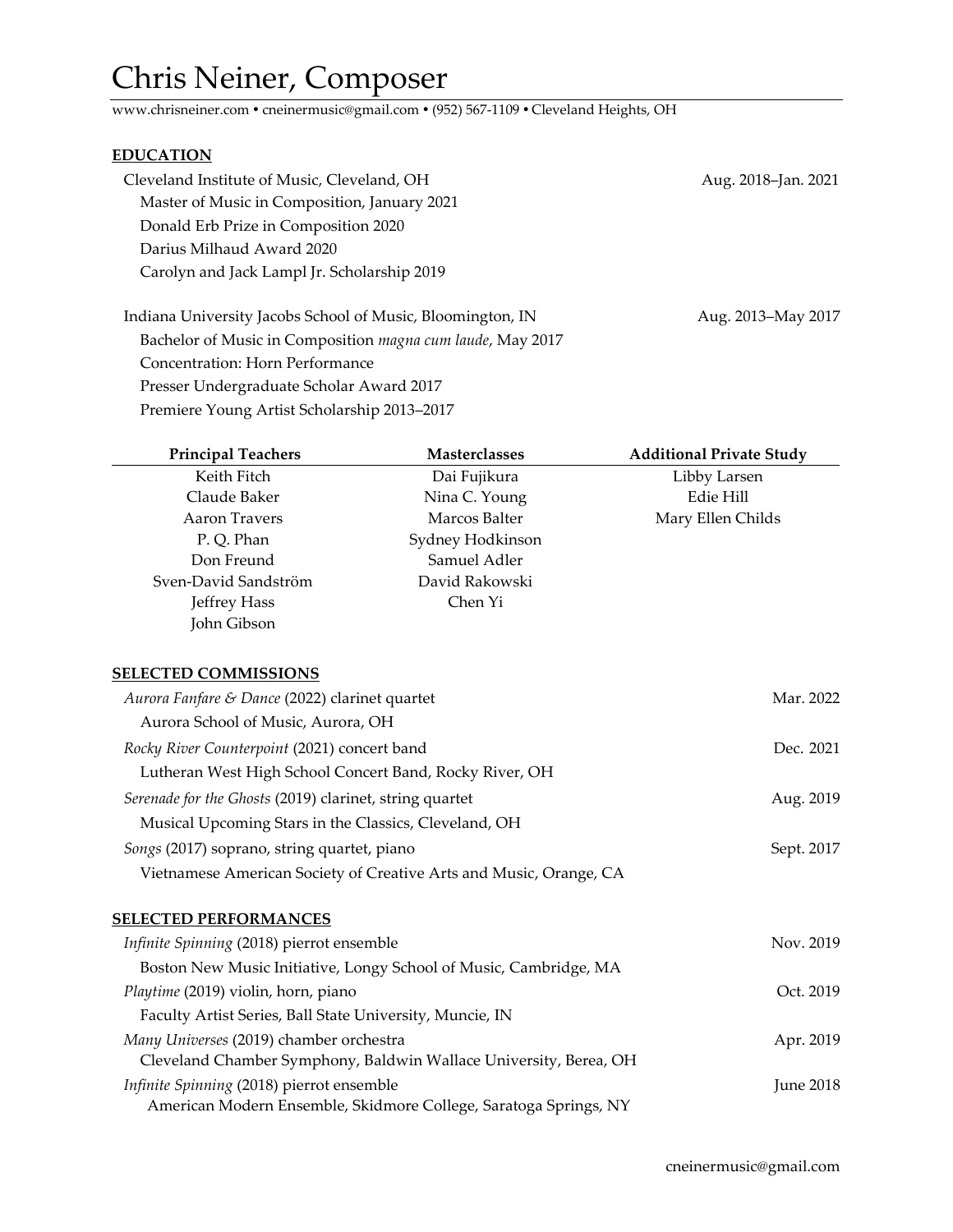# Chris Neiner, Composer

www.chrisneiner.com • cneinermusic@gmail.com • (952) 567-1109 • Cleveland Heights, OH

## EDUCATION

Cleveland Institute of Music, Cleveland, OH — Aug. 2018–Jan. 2021
- Master of Music in Composition, January 2021
- Donald Erb Prize in Composition 2020
- Darius Milhaud Award 2020
- Carolyn and Jack Lampl Jr. Scholarship 2019

Indiana University Jacobs School of Music, Bloomington, IN — Aug. 2013–May 2017
- Bachelor of Music in Composition *magna cum laude*, May 2017
- Concentration: Horn Performance
- Presser Undergraduate Scholar Award 2017
- Premiere Young Artist Scholarship 2013–2017

| Principal Teachers | Masterclasses | Additional Private Study |
|---|---|---|
| Keith Fitch | Dai Fujikura | Libby Larsen |
| Claude Baker | Nina C. Young | Edie Hill |
| Aaron Travers | Marcos Balter | Mary Ellen Childs |
| P. Q. Phan | Sydney Hodkinson | |
| Don Freund | Samuel Adler | |
| Sven-David Sandström | David Rakowski | |
| Jeffrey Hass | Chen Yi | |
| John Gibson | | |

## SELECTED COMMISSIONS

*Aurora Fanfare & Dance* (2022) clarinet quartet — Mar. 2022
Aurora School of Music, Aurora, OH

*Rocky River Counterpoint* (2021) concert band — Dec. 2021
Lutheran West High School Concert Band, Rocky River, OH

*Serenade for the Ghosts* (2019) clarinet, string quartet — Aug. 2019
Musical Upcoming Stars in the Classics, Cleveland, OH

*Songs* (2017) soprano, string quartet, piano — Sept. 2017
Vietnamese American Society of Creative Arts and Music, Orange, CA

## SELECTED PERFORMANCES

*Infinite Spinning* (2018) pierrot ensemble — Nov. 2019
Boston New Music Initiative, Longy School of Music, Cambridge, MA

*Playtime* (2019) violin, horn, piano — Oct. 2019
Faculty Artist Series, Ball State University, Muncie, IN

*Many Universes* (2019) chamber orchestra — Apr. 2019
Cleveland Chamber Symphony, Baldwin Wallace University, Berea, OH

*Infinite Spinning* (2018) pierrot ensemble — June 2018
American Modern Ensemble, Skidmore College, Saratoga Springs, NY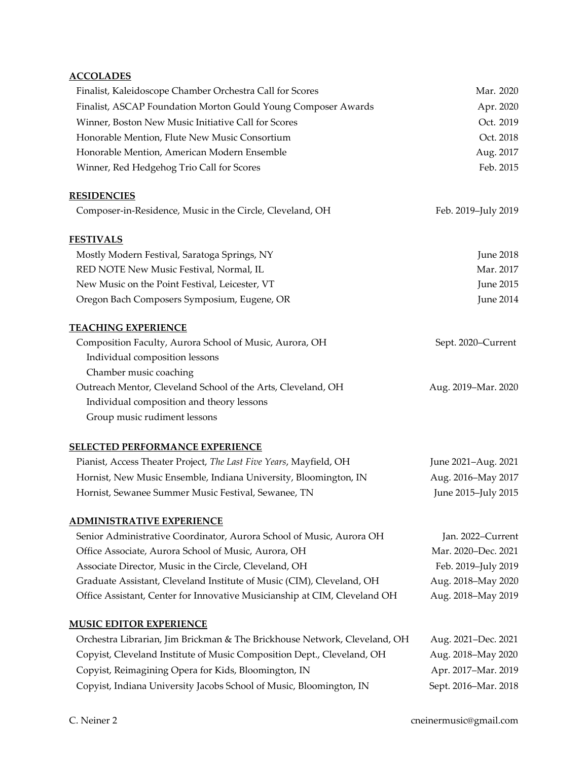## ACCOLADES

Finalist, Kaleidoscope Chamber Orchestra Call for Scores — Mar. 2020
Finalist, ASCAP Foundation Morton Gould Young Composer Awards — Apr. 2020
Winner, Boston New Music Initiative Call for Scores — Oct. 2019
Honorable Mention, Flute New Music Consortium — Oct. 2018
Honorable Mention, American Modern Ensemble — Aug. 2017
Winner, Red Hedgehog Trio Call for Scores — Feb. 2015

## RESIDENCIES

Composer-in-Residence, Music in the Circle, Cleveland, OH — Feb. 2019–July 2019

## FESTIVALS

Mostly Modern Festival, Saratoga Springs, NY — June 2018
RED NOTE New Music Festival, Normal, IL — Mar. 2017
New Music on the Point Festival, Leicester, VT — June 2015
Oregon Bach Composers Symposium, Eugene, OR — June 2014

## TEACHING EXPERIENCE

Composition Faculty, Aurora School of Music, Aurora, OH — Sept. 2020–Current
- Individual composition lessons
- Chamber music coaching

Outreach Mentor, Cleveland School of the Arts, Cleveland, OH — Aug. 2019–Mar. 2020
- Individual composition and theory lessons
- Group music rudiment lessons

## SELECTED PERFORMANCE EXPERIENCE

Pianist, Access Theater Project, *The Last Five Years*, Mayfield, OH — June 2021–Aug. 2021
Hornist, New Music Ensemble, Indiana University, Bloomington, IN — Aug. 2016–May 2017
Hornist, Sewanee Summer Music Festival, Sewanee, TN — June 2015–July 2015

## ADMINISTRATIVE EXPERIENCE

Senior Administrative Coordinator, Aurora School of Music, Aurora OH — Jan. 2022–Current
Office Associate, Aurora School of Music, Aurora, OH — Mar. 2020–Dec. 2021
Associate Director, Music in the Circle, Cleveland, OH — Feb. 2019–July 2019
Graduate Assistant, Cleveland Institute of Music (CIM), Cleveland, OH — Aug. 2018–May 2020
Office Assistant, Center for Innovative Musicianship at CIM, Cleveland OH — Aug. 2018–May 2019

## MUSIC EDITOR EXPERIENCE

Orchestra Librarian, Jim Brickman & The Brickhouse Network, Cleveland, OH — Aug. 2021–Dec. 2021
Copyist, Cleveland Institute of Music Composition Dept., Cleveland, OH — Aug. 2018–May 2020
Copyist, Reimagining Opera for Kids, Bloomington, IN — Apr. 2017–Mar. 2019
Copyist, Indiana University Jacobs School of Music, Bloomington, IN — Sept. 2016–Mar. 2018